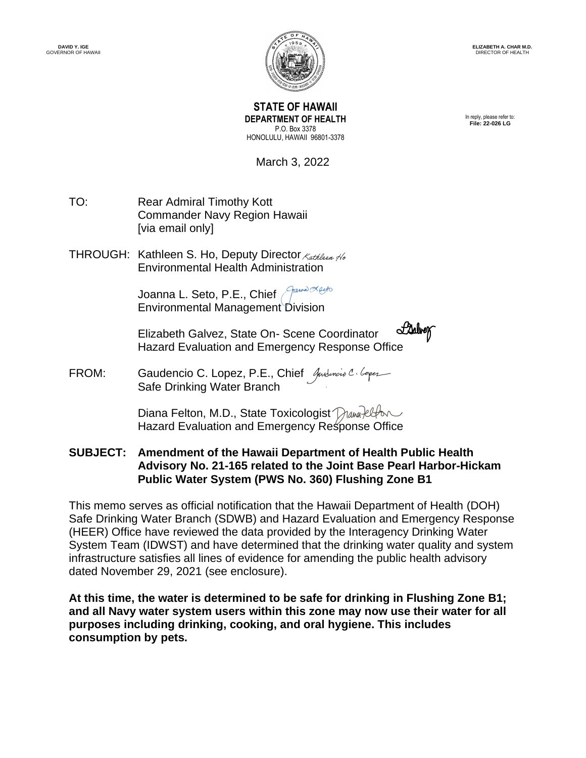DAVID Y. IGE
GOVERNOR OF HAWAII

ELIZABETH A. CHAR M.D.
DIRECTOR OF HEALTH

**STATE OF HAWAII**
**DEPARTMENT OF HEALTH**
P.O. Box 3378
HONOLULU, HAWAII 96801-3378

In reply, please refer to:
**File: 22-026 LG**

March 3, 2022

TO: Rear Admiral Timothy Kott
Commander Navy Region Hawaii
[via email only]

THROUGH: Kathleen S. Ho, Deputy Director
Environmental Health Administration

Joanna L. Seto, P.E., Chief
Environmental Management Division

Elizabeth Galvez, State On- Scene Coordinator
Hazard Evaluation and Emergency Response Office

FROM: Gaudencio C. Lopez, P.E., Chief
Safe Drinking Water Branch

Diana Felton, M.D., State Toxicologist
Hazard Evaluation and Emergency Response Office

**SUBJECT: Amendment of the Hawaii Department of Health Public Health Advisory No. 21-165 related to the Joint Base Pearl Harbor-Hickam Public Water System (PWS No. 360) Flushing Zone B1**

This memo serves as official notification that the Hawaii Department of Health (DOH) Safe Drinking Water Branch (SDWB) and Hazard Evaluation and Emergency Response (HEER) Office have reviewed the data provided by the Interagency Drinking Water System Team (IDWST) and have determined that the drinking water quality and system infrastructure satisfies all lines of evidence for amending the public health advisory dated November 29, 2021 (see enclosure).

**At this time, the water is determined to be safe for drinking in Flushing Zone B1; and all Navy water system users within this zone may now use their water for all purposes including drinking, cooking, and oral hygiene. This includes consumption by pets.**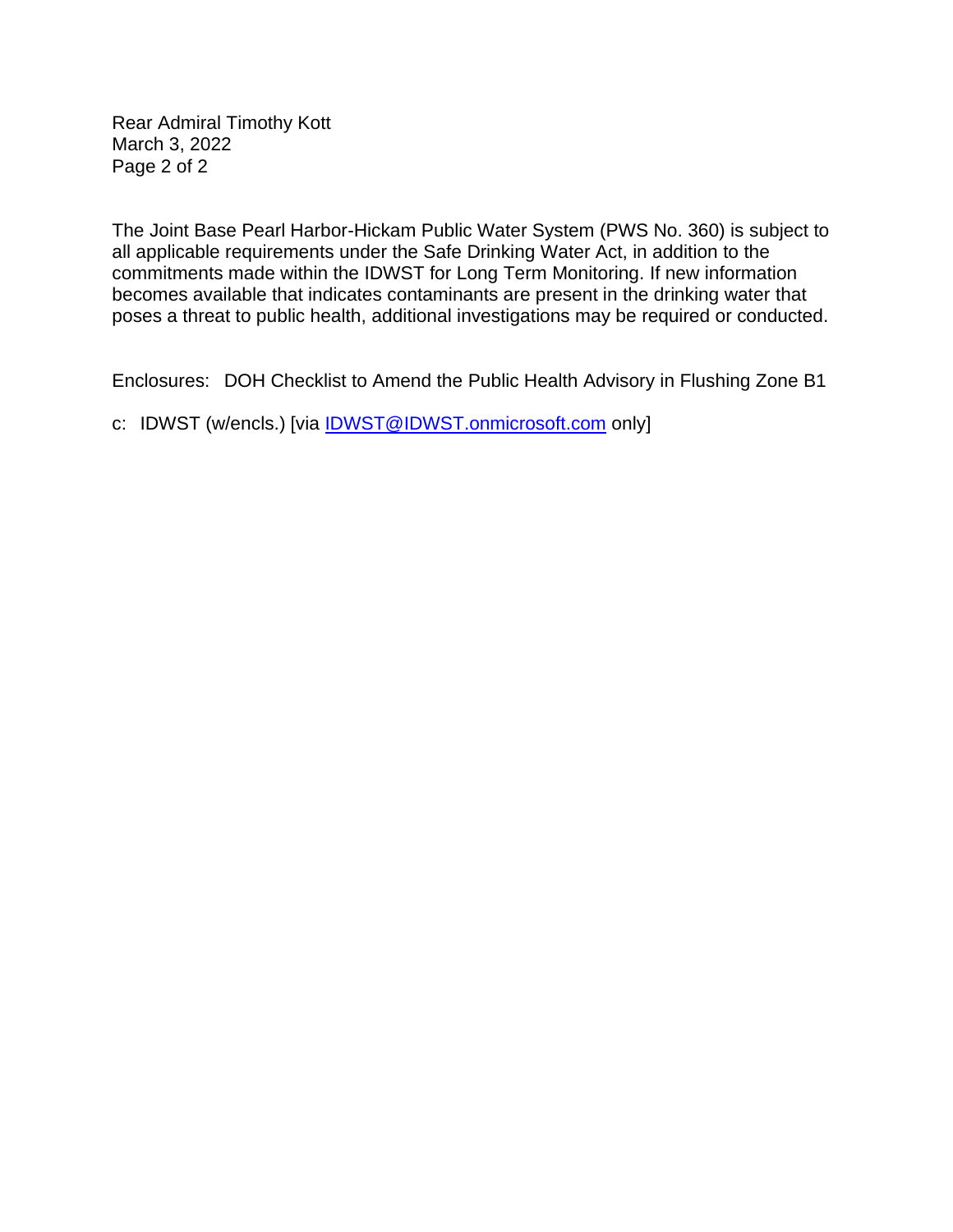The Joint Base Pearl Harbor-Hickam Public Water System (PWS No. 360) is subject to all applicable requirements under the Safe Drinking Water Act, in addition to the commitments made within the IDWST for Long Term Monitoring. If new information becomes available that indicates contaminants are present in the drinking water that poses a threat to public health, additional investigations may be required or conducted.

Enclosures: DOH Checklist to Amend the Public Health Advisory in Flushing Zone B1

c: IDWST (w/encls.) [via IDWST@IDWST.onmicrosoft.com only]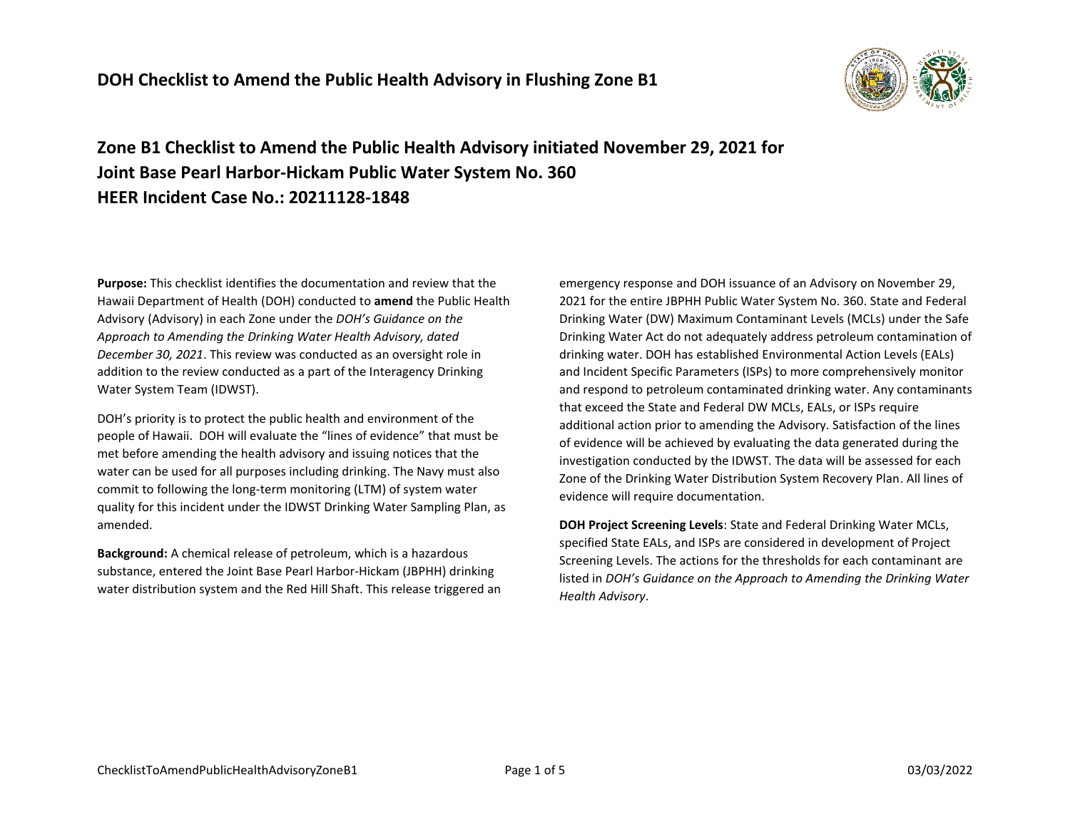# DOH Checklist to Amend the Public Health Advisory in Flushing Zone B1

## Zone B1 Checklist to Amend the Public Health Advisory initiated November 29, 2021 for Joint Base Pearl Harbor-Hickam Public Water System No. 360 HEER Incident Case No.: 20211128-1848

**Purpose:** This checklist identifies the documentation and review that the Hawaii Department of Health (DOH) conducted to **amend** the Public Health Advisory (Advisory) in each Zone under the *DOH's Guidance on the Approach to Amending the Drinking Water Health Advisory, dated December 30, 2021*. This review was conducted as an oversight role in addition to the review conducted as a part of the Interagency Drinking Water System Team (IDWST).

DOH's priority is to protect the public health and environment of the people of Hawaii. DOH will evaluate the "lines of evidence" that must be met before amending the health advisory and issuing notices that the water can be used for all purposes including drinking. The Navy must also commit to following the long-term monitoring (LTM) of system water quality for this incident under the IDWST Drinking Water Sampling Plan, as amended.

**Background:** A chemical release of petroleum, which is a hazardous substance, entered the Joint Base Pearl Harbor-Hickam (JBPHH) drinking water distribution system and the Red Hill Shaft. This release triggered an emergency response and DOH issuance of an Advisory on November 29, 2021 for the entire JBPHH Public Water System No. 360. State and Federal Drinking Water (DW) Maximum Contaminant Levels (MCLs) under the Safe Drinking Water Act do not adequately address petroleum contamination of drinking water. DOH has established Environmental Action Levels (EALs) and Incident Specific Parameters (ISPs) to more comprehensively monitor and respond to petroleum contaminated drinking water. Any contaminants that exceed the State and Federal DW MCLs, EALs, or ISPs require additional action prior to amending the Advisory. Satisfaction of the lines of evidence will be achieved by evaluating the data generated during the investigation conducted by the IDWST. The data will be assessed for each Zone of the Drinking Water Distribution System Recovery Plan. All lines of evidence will require documentation.

**DOH Project Screening Levels**: State and Federal Drinking Water MCLs, specified State EALs, and ISPs are considered in development of Project Screening Levels. The actions for the thresholds for each contaminant are listed in *DOH's Guidance on the Approach to Amending the Drinking Water Health Advisory*.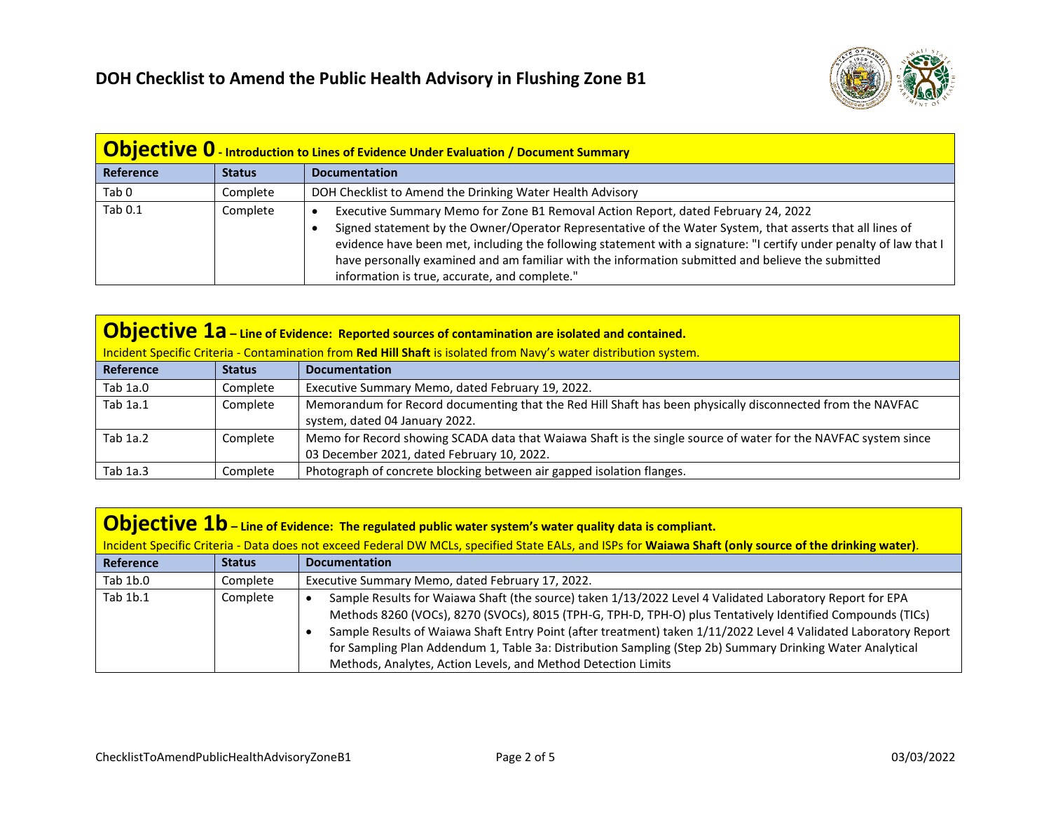# DOH Checklist to Amend the Public Health Advisory in Flushing Zone B1

## Objective 0 - Introduction to Lines of Evidence Under Evaluation / Document Summary

| Reference | Status | Documentation |
|---|---|---|
| Tab 0 | Complete | DOH Checklist to Amend the Drinking Water Health Advisory |
| Tab 0.1 | Complete | • Executive Summary Memo for Zone B1 Removal Action Report, dated February 24, 2022<br>• Signed statement by the Owner/Operator Representative of the Water System, that asserts that all lines of evidence have been met, including the following statement with a signature: "I certify under penalty of law that I have personally examined and am familiar with the information submitted and believe the submitted information is true, accurate, and complete." |

## Objective 1a – Line of Evidence: Reported sources of contamination are isolated and contained.

Incident Specific Criteria - Contamination from **Red Hill Shaft** is isolated from Navy's water distribution system.

| Reference | Status | Documentation |
|---|---|---|
| Tab 1a.0 | Complete | Executive Summary Memo, dated February 19, 2022. |
| Tab 1a.1 | Complete | Memorandum for Record documenting that the Red Hill Shaft has been physically disconnected from the NAVFAC system, dated 04 January 2022. |
| Tab 1a.2 | Complete | Memo for Record showing SCADA data that Waiawa Shaft is the single source of water for the NAVFAC system since 03 December 2021, dated February 10, 2022. |
| Tab 1a.3 | Complete | Photograph of concrete blocking between air gapped isolation flanges. |

## Objective 1b – Line of Evidence: The regulated public water system's water quality data is compliant.

Incident Specific Criteria - Data does not exceed Federal DW MCLs, specified State EALs, and ISPs for **Waiawa Shaft (only source of the drinking water)**.

| Reference | Status | Documentation |
|---|---|---|
| Tab 1b.0 | Complete | Executive Summary Memo, dated February 17, 2022. |
| Tab 1b.1 | Complete | • Sample Results for Waiawa Shaft (the source) taken 1/13/2022 Level 4 Validated Laboratory Report for EPA Methods 8260 (VOCs), 8270 (SVOCs), 8015 (TPH-G, TPH-D, TPH-O) plus Tentatively Identified Compounds (TICs)<br>• Sample Results of Waiawa Shaft Entry Point (after treatment) taken 1/11/2022 Level 4 Validated Laboratory Report for Sampling Plan Addendum 1, Table 3a: Distribution Sampling (Step 2b) Summary Drinking Water Analytical Methods, Analytes, Action Levels, and Method Detection Limits |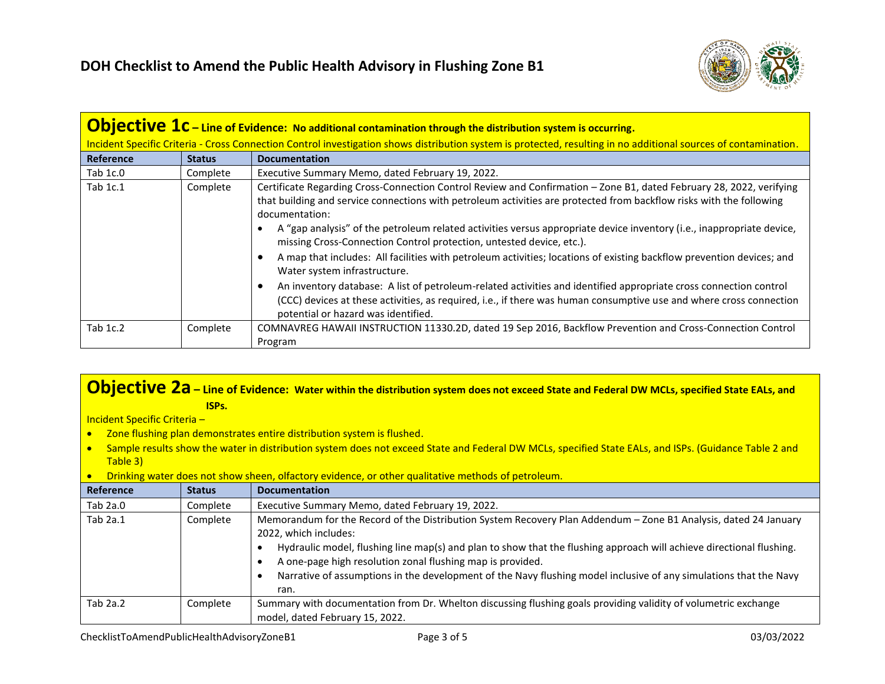# DOH Checklist to Amend the Public Health Advisory in Flushing Zone B1

## Objective 1c – Line of Evidence: No additional contamination through the distribution system is occurring.

Incident Specific Criteria - Cross Connection Control investigation shows distribution system is protected, resulting in no additional sources of contamination.

| Reference | Status | Documentation |
|---|---|---|
| Tab 1c.0 | Complete | Executive Summary Memo, dated February 19, 2022. |
| Tab 1c.1 | Complete | Certificate Regarding Cross-Connection Control Review and Confirmation – Zone B1, dated February 28, 2022, verifying that building and service connections with petroleum activities are protected from backflow risks with the following documentation:<br>• A "gap analysis" of the petroleum related activities versus appropriate device inventory (i.e., inappropriate device, missing Cross-Connection Control protection, untested device, etc.).<br>• A map that includes: All facilities with petroleum activities; locations of existing backflow prevention devices; and Water system infrastructure.<br>• An inventory database: A list of petroleum-related activities and identified appropriate cross connection control (CCC) devices at these activities, as required, i.e., if there was human consumptive use and where cross connection potential or hazard was identified. |
| Tab 1c.2 | Complete | COMNAVREG HAWAII INSTRUCTION 11330.2D, dated 19 Sep 2016, Backflow Prevention and Cross-Connection Control Program |

## Objective 2a – Line of Evidence: Water within the distribution system does not exceed State and Federal DW MCLs, specified State EALs, and ISPs.

Incident Specific Criteria –

- Zone flushing plan demonstrates entire distribution system is flushed.
- Sample results show the water in distribution system does not exceed State and Federal DW MCLs, specified State EALs, and ISPs. (Guidance Table 2 and Table 3)
- Drinking water does not show sheen, olfactory evidence, or other qualitative methods of petroleum.

| Reference | Status | Documentation |
|---|---|---|
| Tab 2a.0 | Complete | Executive Summary Memo, dated February 19, 2022. |
| Tab 2a.1 | Complete | Memorandum for the Record of the Distribution System Recovery Plan Addendum – Zone B1 Analysis, dated 24 January 2022, which includes:<br>• Hydraulic model, flushing line map(s) and plan to show that the flushing approach will achieve directional flushing.<br>• A one-page high resolution zonal flushing map is provided.<br>• Narrative of assumptions in the development of the Navy flushing model inclusive of any simulations that the Navy ran. |
| Tab 2a.2 | Complete | Summary with documentation from Dr. Whelton discussing flushing goals providing validity of volumetric exchange model, dated February 15, 2022. |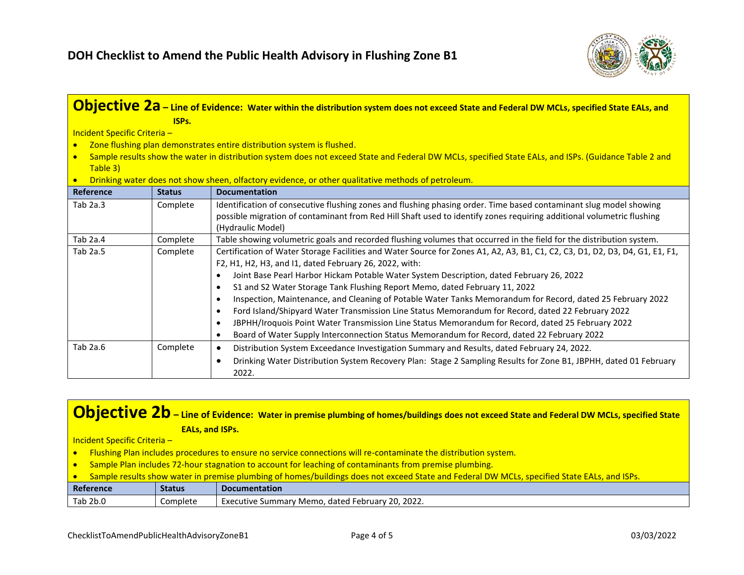## Objective 2a – Line of Evidence: Water within the distribution system does not exceed State and Federal DW MCLs, specified State EALs, and ISPs.

Incident Specific Criteria –

- Zone flushing plan demonstrates entire distribution system is flushed.
- Sample results show the water in distribution system does not exceed State and Federal DW MCLs, specified State EALs, and ISPs. (Guidance Table 2 and Table 3)
- Drinking water does not show sheen, olfactory evidence, or other qualitative methods of petroleum.

| Reference | Status | Documentation |
|---|---|---|
| Tab 2a.3 | Complete | Identification of consecutive flushing zones and flushing phasing order. Time based contaminant slug model showing possible migration of contaminant from Red Hill Shaft used to identify zones requiring additional volumetric flushing (Hydraulic Model) |
| Tab 2a.4 | Complete | Table showing volumetric goals and recorded flushing volumes that occurred in the field for the distribution system. |
| Tab 2a.5 | Complete | Certification of Water Storage Facilities and Water Source for Zones A1, A2, A3, B1, C1, C2, C3, D1, D2, D3, D4, G1, E1, F1, F2, H1, H2, H3, and I1, dated February 26, 2022, with: <br>• Joint Base Pearl Harbor Hickam Potable Water System Description, dated February 26, 2022 <br>• S1 and S2 Water Storage Tank Flushing Report Memo, dated February 11, 2022 <br>• Inspection, Maintenance, and Cleaning of Potable Water Tanks Memorandum for Record, dated 25 February 2022 <br>• Ford Island/Shipyard Water Transmission Line Status Memorandum for Record, dated 22 February 2022 <br>• JBPHH/Iroquois Point Water Transmission Line Status Memorandum for Record, dated 25 February 2022 <br>• Board of Water Supply Interconnection Status Memorandum for Record, dated 22 February 2022 |
| Tab 2a.6 | Complete | • Distribution System Exceedance Investigation Summary and Results, dated February 24, 2022. <br>• Drinking Water Distribution System Recovery Plan: Stage 2 Sampling Results for Zone B1, JBPHH, dated 01 February 2022. |

## Objective 2b – Line of Evidence: Water in premise plumbing of homes/buildings does not exceed State and Federal DW MCLs, specified State EALs, and ISPs.

Incident Specific Criteria –

- Flushing Plan includes procedures to ensure no service connections will re-contaminate the distribution system.
- Sample Plan includes 72-hour stagnation to account for leaching of contaminants from premise plumbing.
- Sample results show water in premise plumbing of homes/buildings does not exceed State and Federal DW MCLs, specified State EALs, and ISPs.

| Reference | Status | Documentation |
|---|---|---|
| Tab 2b.0 | Complete | Executive Summary Memo, dated February 20, 2022. |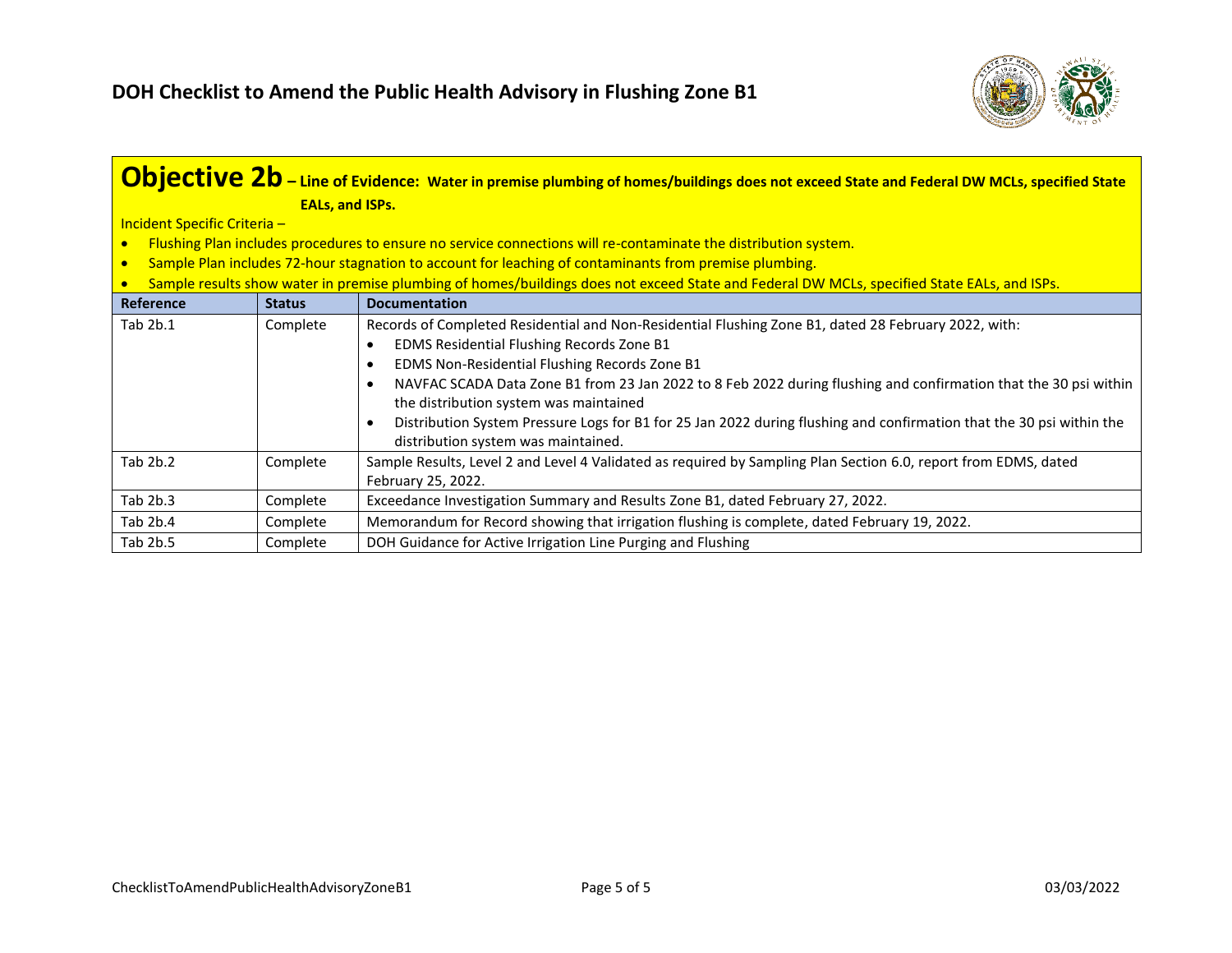## Objective 2b – Line of Evidence: Water in premise plumbing of homes/buildings does not exceed State and Federal DW MCLs, specified State EALs, and ISPs.

Incident Specific Criteria –

- Flushing Plan includes procedures to ensure no service connections will re-contaminate the distribution system.
- Sample Plan includes 72-hour stagnation to account for leaching of contaminants from premise plumbing.
- Sample results show water in premise plumbing of homes/buildings does not exceed State and Federal DW MCLs, specified State EALs, and ISPs.

| Reference | Status | Documentation |
|---|---|---|
| Tab 2b.1 | Complete | Records of Completed Residential and Non-Residential Flushing Zone B1, dated 28 February 2022, with:<br>• EDMS Residential Flushing Records Zone B1<br>• EDMS Non-Residential Flushing Records Zone B1<br>• NAVFAC SCADA Data Zone B1 from 23 Jan 2022 to 8 Feb 2022 during flushing and confirmation that the 30 psi within the distribution system was maintained<br>• Distribution System Pressure Logs for B1 for 25 Jan 2022 during flushing and confirmation that the 30 psi within the distribution system was maintained. |
| Tab 2b.2 | Complete | Sample Results, Level 2 and Level 4 Validated as required by Sampling Plan Section 6.0, report from EDMS, dated February 25, 2022. |
| Tab 2b.3 | Complete | Exceedance Investigation Summary and Results Zone B1, dated February 27, 2022. |
| Tab 2b.4 | Complete | Memorandum for Record showing that irrigation flushing is complete, dated February 19, 2022. |
| Tab 2b.5 | Complete | DOH Guidance for Active Irrigation Line Purging and Flushing |